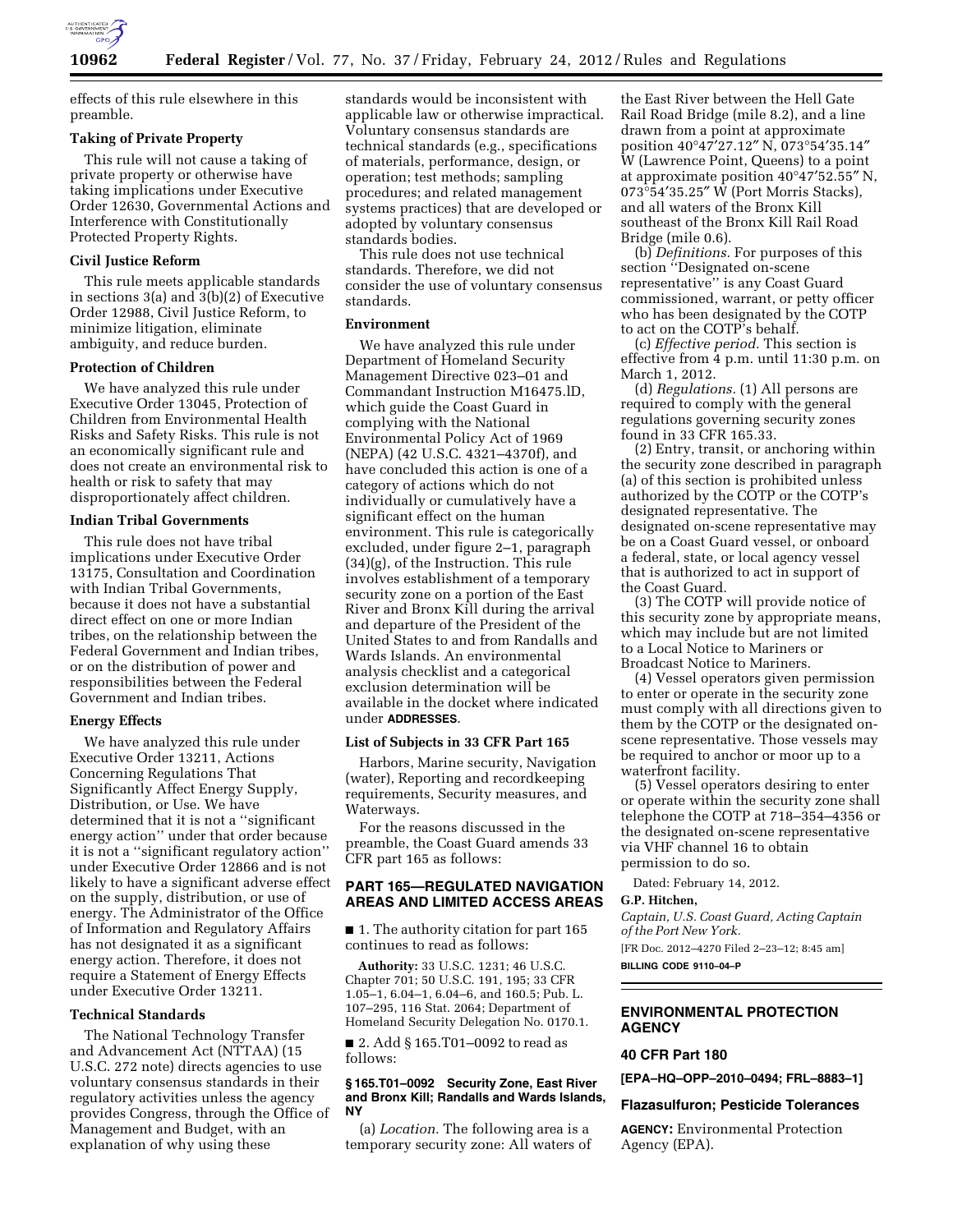effects of this rule elsewhere in this preamble.

**Taking of Private Property**

This rule will not cause a taking of private property or otherwise have taking implications under Executive Order 12630, Governmental Actions and Interference with Constitutionally Protected Property Rights.

**Civil Justice Reform**

This rule meets applicable standards in sections 3(a) and 3(b)(2) of Executive Order 12988, Civil Justice Reform, to minimize litigation, eliminate ambiguity, and reduce burden.

**Protection of Children**

We have analyzed this rule under Executive Order 13045, Protection of Children from Environmental Health Risks and Safety Risks. This rule is not an economically significant rule and does not create an environmental risk to health or risk to safety that may disproportionately affect children.

**Indian Tribal Governments**

This rule does not have tribal implications under Executive Order 13175, Consultation and Coordination with Indian Tribal Governments, because it does not have a substantial direct effect on one or more Indian tribes, on the relationship between the Federal Government and Indian tribes, or on the distribution of power and responsibilities between the Federal Government and Indian tribes.

**Energy Effects**

We have analyzed this rule under Executive Order 13211, Actions Concerning Regulations That Significantly Affect Energy Supply, Distribution, or Use. We have determined that it is not a ''significant energy action'' under that order because it is not a ''significant regulatory action'' under Executive Order 12866 and is not likely to have a significant adverse effect on the supply, distribution, or use of energy. The Administrator of the Office of Information and Regulatory Affairs has not designated it as a significant energy action. Therefore, it does not require a Statement of Energy Effects under Executive Order 13211.

**Technical Standards**

The National Technology Transfer and Advancement Act (NTTAA) (15 U.S.C. 272 note) directs agencies to use voluntary consensus standards in their regulatory activities unless the agency provides Congress, through the Office of Management and Budget, with an explanation of why using these standards would be inconsistent with applicable law or otherwise impractical. Voluntary consensus standards are technical standards (e.g., specifications of materials, performance, design, or operation; test methods; sampling procedures; and related management systems practices) that are developed or adopted by voluntary consensus standards bodies.

This rule does not use technical standards. Therefore, we did not consider the use of voluntary consensus standards.

**Environment**

We have analyzed this rule under Department of Homeland Security Management Directive 023–01 and Commandant Instruction M16475.lD, which guide the Coast Guard in complying with the National Environmental Policy Act of 1969 (NEPA) (42 U.S.C. 4321–4370f), and have concluded this action is one of a category of actions which do not individually or cumulatively have a significant effect on the human environment. This rule is categorically excluded, under figure 2–1, paragraph (34)(g), of the Instruction. This rule involves establishment of a temporary security zone on a portion of the East River and Bronx Kill during the arrival and departure of the President of the United States to and from Randalls and Wards Islands. An environmental analysis checklist and a categorical exclusion determination will be available in the docket where indicated under **ADDRESSES**.

**List of Subjects in 33 CFR Part 165**

Harbors, Marine security, Navigation (water), Reporting and recordkeeping requirements, Security measures, and Waterways.

For the reasons discussed in the preamble, the Coast Guard amends 33 CFR part 165 as follows:

**PART 165—REGULATED NAVIGATION AREAS AND LIMITED ACCESS AREAS**

■ 1. The authority citation for part 165 continues to read as follows:

**Authority:** 33 U.S.C. 1231; 46 U.S.C. Chapter 701; 50 U.S.C. 191, 195; 33 CFR 1.05–1, 6.04–1, 6.04–6, and 160.5; Pub. L. 107–295, 116 Stat. 2064; Department of Homeland Security Delegation No. 0170.1.

■ 2. Add § 165.T01–0092 to read as follows:

**§ 165.T01–0092 Security Zone, East River and Bronx Kill; Randalls and Wards Islands, NY**

(a) *Location.* The following area is a temporary security zone: All waters of the East River between the Hell Gate Rail Road Bridge (mile 8.2), and a line drawn from a point at approximate position 40°47′27.12″ N, 073°54′35.14″ W (Lawrence Point, Queens) to a point at approximate position 40°47′52.55″ N, 073°54′35.25″ W (Port Morris Stacks), and all waters of the Bronx Kill southeast of the Bronx Kill Rail Road Bridge (mile 0.6).

(b) *Definitions.* For purposes of this section ''Designated on-scene representative'' is any Coast Guard commissioned, warrant, or petty officer who has been designated by the COTP to act on the COTP's behalf.

(c) *Effective period.* This section is effective from 4 p.m. until 11:30 p.m. on March 1, 2012.

(d) *Regulations.* (1) All persons are required to comply with the general regulations governing security zones found in 33 CFR 165.33.

(2) Entry, transit, or anchoring within the security zone described in paragraph (a) of this section is prohibited unless authorized by the COTP or the COTP's designated representative. The designated on-scene representative may be on a Coast Guard vessel, or onboard a federal, state, or local agency vessel that is authorized to act in support of the Coast Guard.

(3) The COTP will provide notice of this security zone by appropriate means, which may include but are not limited to a Local Notice to Mariners or Broadcast Notice to Mariners.

(4) Vessel operators given permission to enter or operate in the security zone must comply with all directions given to them by the COTP or the designated on-scene representative. Those vessels may be required to anchor or moor up to a waterfront facility.

(5) Vessel operators desiring to enter or operate within the security zone shall telephone the COTP at 718–354–4356 or the designated on-scene representative via VHF channel 16 to obtain permission to do so.

Dated: February 14, 2012.

**G.P. Hitchen,**

*Captain, U.S. Coast Guard, Acting Captain of the Port New York.*

[FR Doc. 2012–4270 Filed 2–23–12; 8:45 am]

**BILLING CODE 9110–04–P**

**ENVIRONMENTAL PROTECTION AGENCY**

**40 CFR Part 180**

**[EPA–HQ–OPP–2010–0494; FRL–8883–1]**

**Flazasulfuron; Pesticide Tolerances**

**AGENCY:** Environmental Protection Agency (EPA).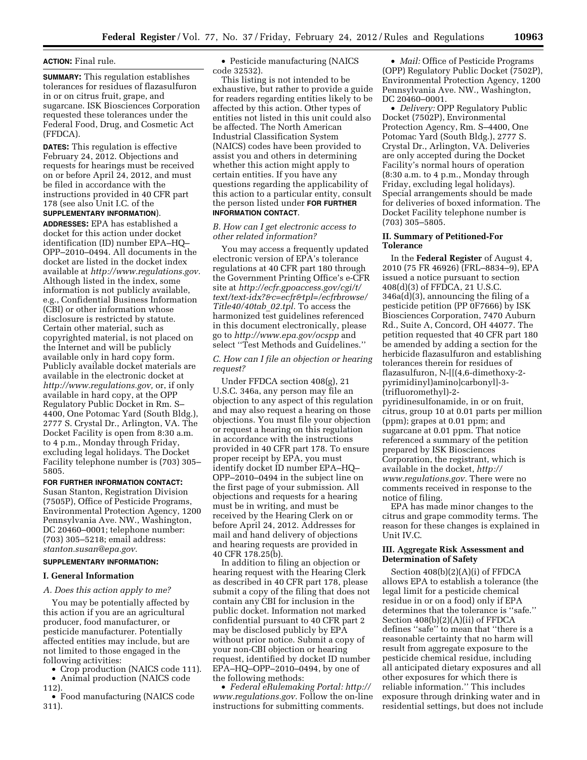**ACTION:** Final rule.

**SUMMARY:** This regulation establishes tolerances for residues of flazasulfuron in or on citrus fruit, grape, and sugarcane. ISK Biosciences Corporation requested these tolerances under the Federal Food, Drug, and Cosmetic Act (FFDCA).

**DATES:** This regulation is effective February 24, 2012. Objections and requests for hearings must be received on or before April 24, 2012, and must be filed in accordance with the instructions provided in 40 CFR part 178 (see also Unit I.C. of the **SUPPLEMENTARY INFORMATION**).

**ADDRESSES:** EPA has established a docket for this action under docket identification (ID) number EPA–HQ–OPP–2010–0494. All documents in the docket are listed in the docket index available at *http://www.regulations.gov.* Although listed in the index, some information is not publicly available, e.g., Confidential Business Information (CBI) or other information whose disclosure is restricted by statute. Certain other material, such as copyrighted material, is not placed on the Internet and will be publicly available only in hard copy form. Publicly available docket materials are available in the electronic docket at *http://www.regulations.gov,* or, if only available in hard copy, at the OPP Regulatory Public Docket in Rm. S–4400, One Potomac Yard (South Bldg.), 2777 S. Crystal Dr., Arlington, VA. The Docket Facility is open from 8:30 a.m. to 4 p.m., Monday through Friday, excluding legal holidays. The Docket Facility telephone number is (703) 305–5805.

**FOR FURTHER INFORMATION CONTACT:** Susan Stanton, Registration Division (7505P), Office of Pesticide Programs, Environmental Protection Agency, 1200 Pennsylvania Ave. NW., Washington, DC 20460–0001; telephone number: (703) 305–5218; email address: *stanton.susan@epa.gov.*

**SUPPLEMENTARY INFORMATION:**

## I. General Information

### *A. Does this action apply to me?*

You may be potentially affected by this action if you are an agricultural producer, food manufacturer, or pesticide manufacturer. Potentially affected entities may include, but are not limited to those engaged in the following activities:

- Crop production (NAICS code 111).
- Animal production (NAICS code 112).
- Food manufacturing (NAICS code 311).
- Pesticide manufacturing (NAICS code 32532).

This listing is not intended to be exhaustive, but rather to provide a guide for readers regarding entities likely to be affected by this action. Other types of entities not listed in this unit could also be affected. The North American Industrial Classification System (NAICS) codes have been provided to assist you and others in determining whether this action might apply to certain entities. If you have any questions regarding the applicability of this action to a particular entity, consult the person listed under **FOR FURTHER INFORMATION CONTACT**.

### *B. How can I get electronic access to other related information?*

You may access a frequently updated electronic version of EPA's tolerance regulations at 40 CFR part 180 through the Government Printing Office's e-CFR site at *http://ecfr.gpoaccess.gov/cgi/t/text/text-idx?&c=ecfr&tpl=/ecfrbrowse/Title40/40tab_02.tpl.* To access the harmonized test guidelines referenced in this document electronically, please go to *http://www.epa.gov/ocspp* and select ''Test Methods and Guidelines.''

### *C. How can I file an objection or hearing request?*

Under FFDCA section 408(g), 21 U.S.C. 346a, any person may file an objection to any aspect of this regulation and may also request a hearing on those objections. You must file your objection or request a hearing on this regulation in accordance with the instructions provided in 40 CFR part 178. To ensure proper receipt by EPA, you must identify docket ID number EPA–HQ–OPP–2010–0494 in the subject line on the first page of your submission. All objections and requests for a hearing must be in writing, and must be received by the Hearing Clerk on or before April 24, 2012. Addresses for mail and hand delivery of objections and hearing requests are provided in 40 CFR 178.25(b).

In addition to filing an objection or hearing request with the Hearing Clerk as described in 40 CFR part 178, please submit a copy of the filing that does not contain any CBI for inclusion in the public docket. Information not marked confidential pursuant to 40 CFR part 2 may be disclosed publicly by EPA without prior notice. Submit a copy of your non-CBI objection or hearing request, identified by docket ID number EPA–HQ–OPP–2010–0494, by one of the following methods:

- *Federal eRulemaking Portal: http://www.regulations.gov.* Follow the on-line instructions for submitting comments.
- *Mail:* Office of Pesticide Programs (OPP) Regulatory Public Docket (7502P), Environmental Protection Agency, 1200 Pennsylvania Ave. NW., Washington, DC 20460–0001.
- *Delivery:* OPP Regulatory Public Docket (7502P), Environmental Protection Agency, Rm. S–4400, One Potomac Yard (South Bldg.), 2777 S. Crystal Dr., Arlington, VA. Deliveries are only accepted during the Docket Facility's normal hours of operation (8:30 a.m. to 4 p.m., Monday through Friday, excluding legal holidays). Special arrangements should be made for deliveries of boxed information. The Docket Facility telephone number is (703) 305–5805.

## II. Summary of Petitioned-For Tolerance

In the **Federal Register** of August 4, 2010 (75 FR 46926) (FRL–8834–9), EPA issued a notice pursuant to section 408(d)(3) of FFDCA, 21 U.S.C. 346a(d)(3), announcing the filing of a pesticide petition (PP 0F7666) by ISK Biosciences Corporation, 7470 Auburn Rd., Suite A, Concord, OH 44077. The petition requested that 40 CFR part 180 be amended by adding a section for the herbicide flazasulfuron and establishing tolerances therein for residues of flazasulfuron, N-[[(4,6-dimethoxy-2-pyrimidinyl)amino]carbonyl]-3-(trifluoromethyl)-2-pyridinesulfonamide, in or on fruit, citrus, group 10 at 0.01 parts per million (ppm); grapes at 0.01 ppm; and sugarcane at 0.01 ppm. That notice referenced a summary of the petition prepared by ISK Biosciences Corporation, the registrant, which is available in the docket, *http://www.regulations.gov.* There were no comments received in response to the notice of filing.

EPA has made minor changes to the citrus and grape commodity terms. The reason for these changes is explained in Unit IV.C.

## III. Aggregate Risk Assessment and Determination of Safety

Section 408(b)(2)(A)(i) of FFDCA allows EPA to establish a tolerance (the legal limit for a pesticide chemical residue in or on a food) only if EPA determines that the tolerance is ''safe.'' Section 408(b)(2)(A)(ii) of FFDCA defines ''safe'' to mean that ''there is a reasonable certainty that no harm will result from aggregate exposure to the pesticide chemical residue, including all anticipated dietary exposures and all other exposures for which there is reliable information.'' This includes exposure through drinking water and in residential settings, but does not include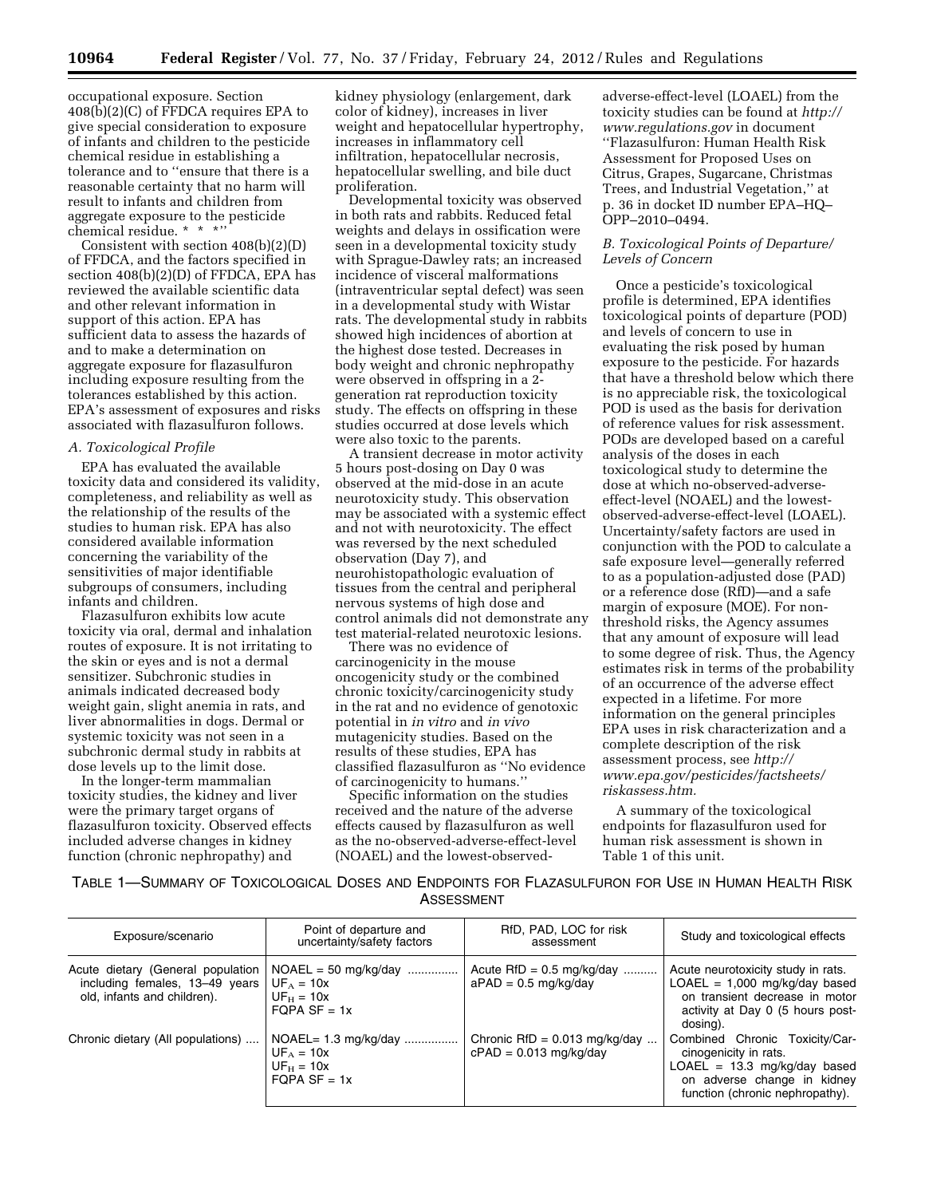occupational exposure. Section 408(b)(2)(C) of FFDCA requires EPA to give special consideration to exposure of infants and children to the pesticide chemical residue in establishing a tolerance and to ''ensure that there is a reasonable certainty that no harm will result to infants and children from aggregate exposure to the pesticide chemical residue. * * *''

Consistent with section 408(b)(2)(D) of FFDCA, and the factors specified in section 408(b)(2)(D) of FFDCA, EPA has reviewed the available scientific data and other relevant information in support of this action. EPA has sufficient data to assess the hazards of and to make a determination on aggregate exposure for flazasulfuron including exposure resulting from the tolerances established by this action. EPA's assessment of exposures and risks associated with flazasulfuron follows.

*A. Toxicological Profile*

EPA has evaluated the available toxicity data and considered its validity, completeness, and reliability as well as the relationship of the results of the studies to human risk. EPA has also considered available information concerning the variability of the sensitivities of major identifiable subgroups of consumers, including infants and children.

Flazasulfuron exhibits low acute toxicity via oral, dermal and inhalation routes of exposure. It is not irritating to the skin or eyes and is not a dermal sensitizer. Subchronic studies in animals indicated decreased body weight gain, slight anemia in rats, and liver abnormalities in dogs. Dermal or systemic toxicity was not seen in a subchronic dermal study in rabbits at dose levels up to the limit dose.

In the longer-term mammalian toxicity studies, the kidney and liver were the primary target organs of flazasulfuron toxicity. Observed effects included adverse changes in kidney function (chronic nephropathy) and kidney physiology (enlargement, dark color of kidney), increases in liver weight and hepatocellular hypertrophy, increases in inflammatory cell infiltration, hepatocellular necrosis, hepatocellular swelling, and bile duct proliferation.

Developmental toxicity was observed in both rats and rabbits. Reduced fetal weights and delays in ossification were seen in a developmental toxicity study with Sprague-Dawley rats; an increased incidence of visceral malformations (intraventricular septal defect) was seen in a developmental study with Wistar rats. The developmental study in rabbits showed high incidences of abortion at the highest dose tested. Decreases in body weight and chronic nephropathy were observed in offspring in a 2-generation rat reproduction toxicity study. The effects on offspring in these studies occurred at dose levels which were also toxic to the parents.

A transient decrease in motor activity 5 hours post-dosing on Day 0 was observed at the mid-dose in an acute neurotoxicity study. This observation may be associated with a systemic effect and not with neurotoxicity. The effect was reversed by the next scheduled observation (Day 7), and neurohistopathologic evaluation of tissues from the central and peripheral nervous systems of high dose and control animals did not demonstrate any test material-related neurotoxic lesions.

There was no evidence of carcinogenicity in the mouse oncogenicity study or the combined chronic toxicity/carcinogenicity study in the rat and no evidence of genotoxic potential in *in vitro* and *in vivo* mutagenicity studies. Based on the results of these studies, EPA has classified flazasulfuron as ''No evidence of carcinogenicity to humans.''

Specific information on the studies received and the nature of the adverse effects caused by flazasulfuron as well as the no-observed-adverse-effect-level (NOAEL) and the lowest-observed-adverse-effect-level (LOAEL) from the toxicity studies can be found at *http://www.regulations.gov* in document ''Flazasulfuron: Human Health Risk Assessment for Proposed Uses on Citrus, Grapes, Sugarcane, Christmas Trees, and Industrial Vegetation,'' at p. 36 in docket ID number EPA–HQ–OPP–2010–0494.

*B. Toxicological Points of Departure/Levels of Concern*

Once a pesticide's toxicological profile is determined, EPA identifies toxicological points of departure (POD) and levels of concern to use in evaluating the risk posed by human exposure to the pesticide. For hazards that have a threshold below which there is no appreciable risk, the toxicological POD is used as the basis for derivation of reference values for risk assessment. PODs are developed based on a careful analysis of the doses in each toxicological study to determine the dose at which no-observed-adverse-effect-level (NOAEL) and the lowest-observed-adverse-effect-level (LOAEL). Uncertainty/safety factors are used in conjunction with the POD to calculate a safe exposure level—generally referred to as a population-adjusted dose (PAD) or a reference dose (RfD)—and a safe margin of exposure (MOE). For non-threshold risks, the Agency assumes that any amount of exposure will lead to some degree of risk. Thus, the Agency estimates risk in terms of the probability of an occurrence of the adverse effect expected in a lifetime. For more information on the general principles EPA uses in risk characterization and a complete description of the risk assessment process, see *http://www.epa.gov/pesticides/factsheets/riskassess.htm.*

A summary of the toxicological endpoints for flazasulfuron used for human risk assessment is shown in Table 1 of this unit.

TABLE 1—SUMMARY OF TOXICOLOGICAL DOSES AND ENDPOINTS FOR FLAZASULFURON FOR USE IN HUMAN HEALTH RISK ASSESSMENT

| Exposure/scenario | Point of departure and uncertainty/safety factors | RfD, PAD, LOC for risk assessment | Study and toxicological effects |
|---|---|---|---|
| Acute dietary (General population including females, 13–49 years old, infants and children). | NOAEL = 50 mg/kg/day<br>$UF_A$ = 10x<br>$UF_H$ = 10x<br>FQPA SF = 1x | Acute RfD = 0.5 mg/kg/day<br>aPAD = 0.5 mg/kg/day | Acute neurotoxicity study in rats.<br>LOAEL = 1,000 mg/kg/day based on transient decrease in motor activity at Day 0 (5 hours post-dosing). |
| Chronic dietary (All populations) | NOAEL= 1.3 mg/kg/day<br>$UF_A$ = 10x<br>$UF_H$ = 10x<br>FQPA SF = 1x | Chronic RfD = 0.013 mg/kg/day<br>cPAD = 0.013 mg/kg/day | Combined Chronic Toxicity/Carcinogenicity in rats.<br>LOAEL = 13.3 mg/kg/day based on adverse change in kidney function (chronic nephropathy). |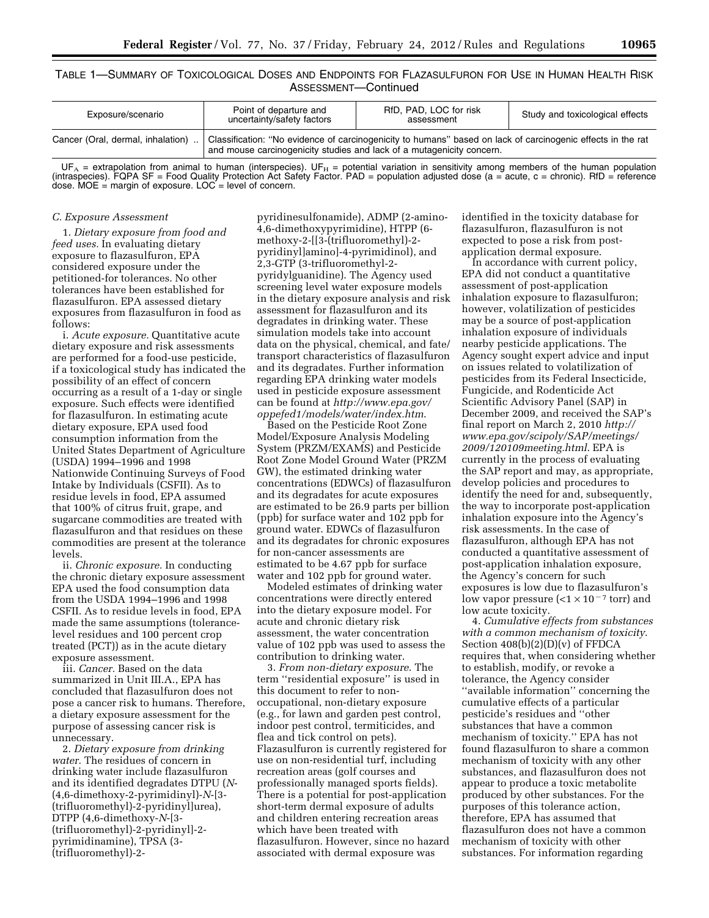TABLE 1—SUMMARY OF TOXICOLOGICAL DOSES AND ENDPOINTS FOR FLAZASULFURON FOR USE IN HUMAN HEALTH RISK ASSESSMENT—Continued

| Exposure/scenario | Point of departure and uncertainty/safety factors | RfD, PAD, LOC for risk assessment | Study and toxicological effects |
| --- | --- | --- | --- |
| Cancer (Oral, dermal, inhalation) .. | Classification: ''No evidence of carcinogenicity to humans'' based on lack of carcinogenic effects in the rat and mouse carcinogenicity studies and lack of a mutagenicity concern. | | |

$UF_A$ = extrapolation from animal to human (interspecies). $UF_H$ = potential variation in sensitivity among members of the human population (intraspecies). FQPA SF = Food Quality Protection Act Safety Factor. PAD = population adjusted dose (a = acute, c = chronic). RfD = reference dose. MOE = margin of exposure. LOC = level of concern.

*C. Exposure Assessment*

1. *Dietary exposure from food and feed uses.* In evaluating dietary exposure to flazasulfuron, EPA considered exposure under the petitioned-for tolerances. No other tolerances have been established for flazasulfuron. EPA assessed dietary exposures from flazasulfuron in food as follows:

i. *Acute exposure.* Quantitative acute dietary exposure and risk assessments are performed for a food-use pesticide, if a toxicological study has indicated the possibility of an effect of concern occurring as a result of a 1-day or single exposure. Such effects were identified for flazasulfuron. In estimating acute dietary exposure, EPA used food consumption information from the United States Department of Agriculture (USDA) 1994–1996 and 1998 Nationwide Continuing Surveys of Food Intake by Individuals (CSFII). As to residue levels in food, EPA assumed that 100% of citrus fruit, grape, and sugarcane commodities are treated with flazasulfuron and that residues on these commodities are present at the tolerance levels.

ii. *Chronic exposure.* In conducting the chronic dietary exposure assessment EPA used the food consumption data from the USDA 1994–1996 and 1998 CSFII. As to residue levels in food, EPA made the same assumptions (tolerance-level residues and 100 percent crop treated (PCT)) as in the acute dietary exposure assessment.

iii. *Cancer.* Based on the data summarized in Unit III.A., EPA has concluded that flazasulfuron does not pose a cancer risk to humans. Therefore, a dietary exposure assessment for the purpose of assessing cancer risk is unnecessary.

2. *Dietary exposure from drinking water.* The residues of concern in drinking water include flazasulfuron and its identified degradates DTPU (*N*-(4,6-dimethoxy-2-pyrimidinyl)-*N*-[3-(trifluoromethyl)-2-pyridinyl]urea), DTPP (4,6-dimethoxy-*N*-[3-(trifluoromethyl)-2-pyridinyl]-2-pyrimidinamine), TPSA (3-(trifluoromethyl)-2-pyridinesulfonamide), ADMP (2-amino-4,6-dimethoxypyrimidine), HTPP (6-methoxy-2-[[3-(trifluoromethyl)-2-pyridinyl]amino]-4-pyrimidinol), and 2,3-GTP (3-trifluoromethyl-2-pyridylguanidine). The Agency used screening level water exposure models in the dietary exposure analysis and risk assessment for flazasulfuron and its degradates in drinking water. These simulation models take into account data on the physical, chemical, and fate/transport characteristics of flazasulfuron and its degradates. Further information regarding EPA drinking water models used in pesticide exposure assessment can be found at *http://www.epa.gov/oppefed1/models/water/index.htm.*

Based on the Pesticide Root Zone Model/Exposure Analysis Modeling System (PRZM/EXAMS) and Pesticide Root Zone Model Ground Water (PRZM GW), the estimated drinking water concentrations (EDWCs) of flazasulfuron and its degradates for acute exposures are estimated to be 26.9 parts per billion (ppb) for surface water and 102 ppb for ground water. EDWCs of flazasulfuron and its degradates for chronic exposures for non-cancer assessments are estimated to be 4.67 ppb for surface water and 102 ppb for ground water.

Modeled estimates of drinking water concentrations were directly entered into the dietary exposure model. For acute and chronic dietary risk assessment, the water concentration value of 102 ppb was used to assess the contribution to drinking water.

3. *From non-dietary exposure.* The term ''residential exposure'' is used in this document to refer to non-occupational, non-dietary exposure (e.g., for lawn and garden pest control, indoor pest control, termiticides, and flea and tick control on pets). Flazasulfuron is currently registered for use on non-residential turf, including recreation areas (golf courses and professionally managed sports fields). There is a potential for post-application short-term dermal exposure of adults and children entering recreation areas which have been treated with flazasulfuron. However, since no hazard associated with dermal exposure was identified in the toxicity database for flazasulfuron, flazasulfuron is not expected to pose a risk from post-application dermal exposure.

In accordance with current policy, EPA did not conduct a quantitative assessment of post-application inhalation exposure to flazasulfuron; however, volatilization of pesticides may be a source of post-application inhalation exposure of individuals nearby pesticide applications. The Agency sought expert advice and input on issues related to volatilization of pesticides from its Federal Insecticide, Fungicide, and Rodenticide Act Scientific Advisory Panel (SAP) in December 2009, and received the SAP's final report on March 2, 2010 *http://www.epa.gov/scipoly/SAP/meetings/2009/120109meeting.html.* EPA is currently in the process of evaluating the SAP report and may, as appropriate, develop policies and procedures to identify the need for and, subsequently, the way to incorporate post-application inhalation exposure into the Agency's risk assessments. In the case of flazasulfuron, although EPA has not conducted a quantitative assessment of post-application inhalation exposure, the Agency's concern for such exposures is low due to flazasulfuron's low vapor pressure ($<1 \times 10^{-7}$ torr) and low acute toxicity.

4. *Cumulative effects from substances with a common mechanism of toxicity.* Section 408(b)(2)(D)(v) of FFDCA requires that, when considering whether to establish, modify, or revoke a tolerance, the Agency consider ''available information'' concerning the cumulative effects of a particular pesticide's residues and ''other substances that have a common mechanism of toxicity.'' EPA has not found flazasulfuron to share a common mechanism of toxicity with any other substances, and flazasulfuron does not appear to produce a toxic metabolite produced by other substances. For the purposes of this tolerance action, therefore, EPA has assumed that flazasulfuron does not have a common mechanism of toxicity with other substances. For information regarding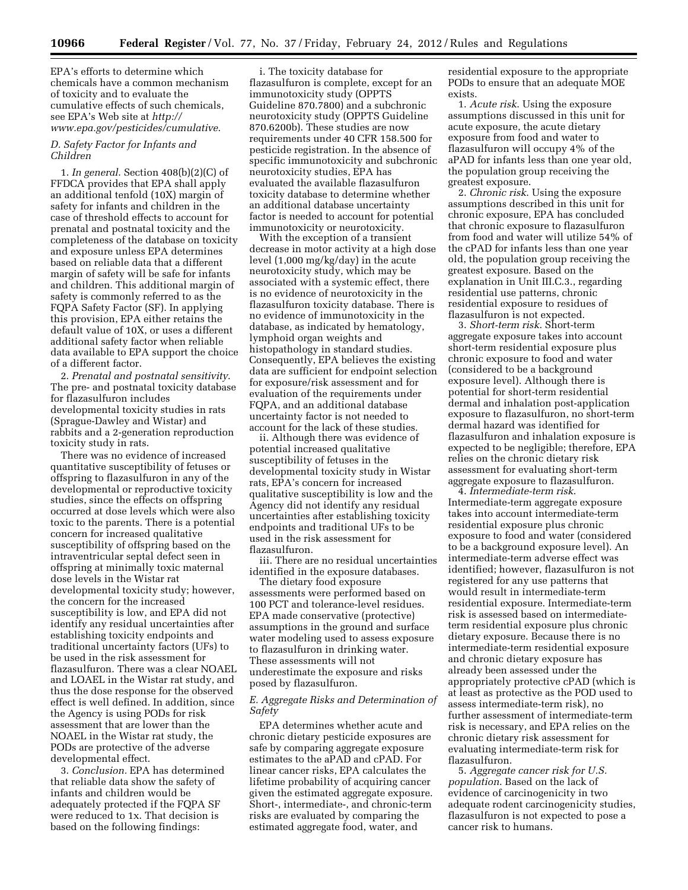EPA's efforts to determine which chemicals have a common mechanism of toxicity and to evaluate the cumulative effects of such chemicals, see EPA's Web site at *http://www.epa.gov/pesticides/cumulative*.

### *D. Safety Factor for Infants and Children*

1. *In general*. Section 408(b)(2)(C) of FFDCA provides that EPA shall apply an additional tenfold (10X) margin of safety for infants and children in the case of threshold effects to account for prenatal and postnatal toxicity and the completeness of the database on toxicity and exposure unless EPA determines based on reliable data that a different margin of safety will be safe for infants and children. This additional margin of safety is commonly referred to as the FQPA Safety Factor (SF). In applying this provision, EPA either retains the default value of 10X, or uses a different additional safety factor when reliable data available to EPA support the choice of a different factor.

2. *Prenatal and postnatal sensitivity*. The pre- and postnatal toxicity database for flazasulfuron includes developmental toxicity studies in rats (Sprague-Dawley and Wistar) and rabbits and a 2-generation reproduction toxicity study in rats.

There was no evidence of increased quantitative susceptibility of fetuses or offspring to flazasulfuron in any of the developmental or reproductive toxicity studies, since the effects on offspring occurred at dose levels which were also toxic to the parents. There is a potential concern for increased qualitative susceptibility of offspring based on the intraventricular septal defect seen in offspring at minimally toxic maternal dose levels in the Wistar rat developmental toxicity study; however, the concern for the increased susceptibility is low, and EPA did not identify any residual uncertainties after establishing toxicity endpoints and traditional uncertainty factors (UFs) to be used in the risk assessment for flazasulfuron. There was a clear NOAEL and LOAEL in the Wistar rat study, and thus the dose response for the observed effect is well defined. In addition, since the Agency is using PODs for risk assessment that are lower than the NOAEL in the Wistar rat study, the PODs are protective of the adverse developmental effect.

3. *Conclusion*. EPA has determined that reliable data show the safety of infants and children would be adequately protected if the FQPA SF were reduced to 1x. That decision is based on the following findings:

i. The toxicity database for flazasulfuron is complete, except for an immunotoxicity study (OPPTS Guideline 870.7800) and a subchronic neurotoxicity study (OPPTS Guideline 870.6200b). These studies are now requirements under 40 CFR 158.500 for pesticide registration. In the absence of specific immunotoxicity and subchronic neurotoxicity studies, EPA has evaluated the available flazasulfuron toxicity database to determine whether an additional database uncertainty factor is needed to account for potential immunotoxicity or neurotoxicity.

With the exception of a transient decrease in motor activity at a high dose level (1,000 mg/kg/day) in the acute neurotoxicity study, which may be associated with a systemic effect, there is no evidence of neurotoxicity in the flazasulfuron toxicity database. There is no evidence of immunotoxicity in the database, as indicated by hematology, lymphoid organ weights and histopathology in standard studies. Consequently, EPA believes the existing data are sufficient for endpoint selection for exposure/risk assessment and for evaluation of the requirements under FQPA, and an additional database uncertainty factor is not needed to account for the lack of these studies.

ii. Although there was evidence of potential increased qualitative susceptibility of fetuses in the developmental toxicity study in Wistar rats, EPA's concern for increased qualitative susceptibility is low and the Agency did not identify any residual uncertainties after establishing toxicity endpoints and traditional UFs to be used in the risk assessment for flazasulfuron.

iii. There are no residual uncertainties identified in the exposure databases.

The dietary food exposure assessments were performed based on 100 PCT and tolerance-level residues. EPA made conservative (protective) assumptions in the ground and surface water modeling used to assess exposure to flazasulfuron in drinking water. These assessments will not underestimate the exposure and risks posed by flazasulfuron.

### *E. Aggregate Risks and Determination of Safety*

EPA determines whether acute and chronic dietary pesticide exposures are safe by comparing aggregate exposure estimates to the aPAD and cPAD. For linear cancer risks, EPA calculates the lifetime probability of acquiring cancer given the estimated aggregate exposure. Short-, intermediate-, and chronic-term risks are evaluated by comparing the estimated aggregate food, water, and residential exposure to the appropriate PODs to ensure that an adequate MOE exists.

1. *Acute risk*. Using the exposure assumptions discussed in this unit for acute exposure, the acute dietary exposure from food and water to flazasulfuron will occupy 4% of the aPAD for infants less than one year old, the population group receiving the greatest exposure.

2. *Chronic risk*. Using the exposure assumptions described in this unit for chronic exposure, EPA has concluded that chronic exposure to flazasulfuron from food and water will utilize 54% of the cPAD for infants less than one year old, the population group receiving the greatest exposure. Based on the explanation in Unit III.C.3., regarding residential use patterns, chronic residential exposure to residues of flazasulfuron is not expected.

3. *Short-term risk*. Short-term aggregate exposure takes into account short-term residential exposure plus chronic exposure to food and water (considered to be a background exposure level). Although there is potential for short-term residential dermal and inhalation post-application exposure to flazasulfuron, no short-term dermal hazard was identified for flazasulfuron and inhalation exposure is expected to be negligible; therefore, EPA relies on the chronic dietary risk assessment for evaluating short-term aggregate exposure to flazasulfuron.

4. *Intermediate-term risk*. Intermediate-term aggregate exposure takes into account intermediate-term residential exposure plus chronic exposure to food and water (considered to be a background exposure level). An intermediate-term adverse effect was identified; however, flazasulfuron is not registered for any use patterns that would result in intermediate-term residential exposure. Intermediate-term risk is assessed based on intermediate-term residential exposure plus chronic dietary exposure. Because there is no intermediate-term residential exposure and chronic dietary exposure has already been assessed under the appropriately protective cPAD (which is at least as protective as the POD used to assess intermediate-term risk), no further assessment of intermediate-term risk is necessary, and EPA relies on the chronic dietary risk assessment for evaluating intermediate-term risk for flazasulfuron.

5. *Aggregate cancer risk for U.S. population*. Based on the lack of evidence of carcinogenicity in two adequate rodent carcinogenicity studies, flazasulfuron is not expected to pose a cancer risk to humans.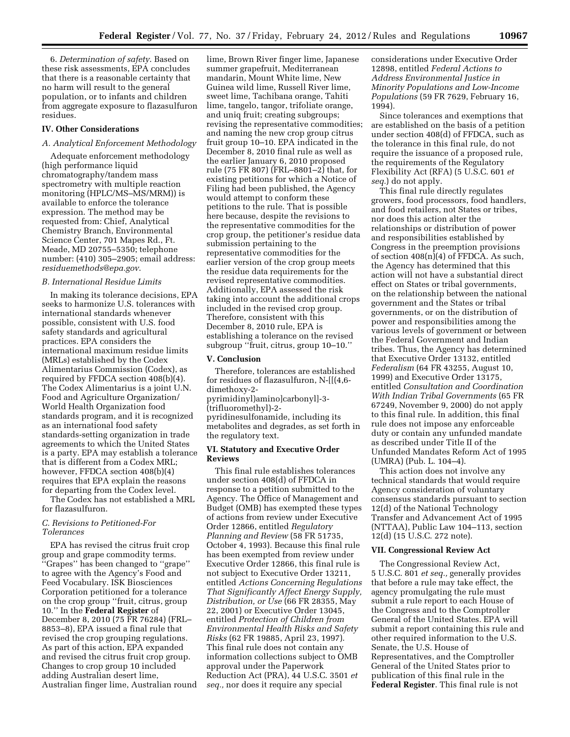6. *Determination of safety*. Based on these risk assessments, EPA concludes that there is a reasonable certainty that no harm will result to the general population, or to infants and children from aggregate exposure to flazasulfuron residues.

## IV. Other Considerations

### *A. Analytical Enforcement Methodology*

Adequate enforcement methodology (high performance liquid chromatography/tandem mass spectrometry with multiple reaction monitoring (HPLC/MS–MS/MRM)) is available to enforce the tolerance expression. The method may be requested from: Chief, Analytical Chemistry Branch, Environmental Science Center, 701 Mapes Rd., Ft. Meade, MD 20755–5350; telephone number: (410) 305–2905; email address: *residuemethods@epa.gov*.

### *B. International Residue Limits*

In making its tolerance decisions, EPA seeks to harmonize U.S. tolerances with international standards whenever possible, consistent with U.S. food safety standards and agricultural practices. EPA considers the international maximum residue limits (MRLs) established by the Codex Alimentarius Commission (Codex), as required by FFDCA section 408(b)(4). The Codex Alimentarius is a joint U.N. Food and Agriculture Organization/World Health Organization food standards program, and it is recognized as an international food safety standards-setting organization in trade agreements to which the United States is a party. EPA may establish a tolerance that is different from a Codex MRL; however, FFDCA section 408(b)(4) requires that EPA explain the reasons for departing from the Codex level.

The Codex has not established a MRL for flazasulfuron.

### *C. Revisions to Petitioned-For Tolerances*

EPA has revised the citrus fruit crop group and grape commodity terms. ''Grapes'' has been changed to ''grape'' to agree with the Agency's Food and Feed Vocabulary. ISK Biosciences Corporation petitioned for a tolerance on the crop group ''fruit, citrus, group 10.'' In the **Federal Register** of December 8, 2010 (75 FR 76284) (FRL–8853–8), EPA issued a final rule that revised the crop grouping regulations. As part of this action, EPA expanded and revised the citrus fruit crop group. Changes to crop group 10 included adding Australian desert lime, Australian finger lime, Australian round lime, Brown River finger lime, Japanese summer grapefruit, Mediterranean mandarin, Mount White lime, New Guinea wild lime, Russell River lime, sweet lime, Tachibana orange, Tahiti lime, tangelo, tangor, trifoliate orange, and uniq fruit; creating subgroups; revising the representative commodities; and naming the new crop group citrus fruit group 10–10. EPA indicated in the December 8, 2010 final rule as well as the earlier January 6, 2010 proposed rule (75 FR 807) (FRL–8801–2) that, for existing petitions for which a Notice of Filing had been published, the Agency would attempt to conform these petitions to the rule. That is possible here because, despite the revisions to the representative commodities for the crop group, the petitioner's residue data submission pertaining to the representative commodities for the earlier version of the crop group meets the residue data requirements for the revised representative commodities. Additionally, EPA assessed the risk taking into account the additional crops included in the revised crop group. Therefore, consistent with this December 8, 2010 rule, EPA is establishing a tolerance on the revised subgroup ''fruit, citrus, group 10–10.''

## V. Conclusion

Therefore, tolerances are established for residues of flazasulfuron, N-[[(4,6-dimethoxy-2-pyrimidinyl)amino]carbonyl]-3-(trifluoromethyl)-2-pyridinesulfonamide, including its metabolites and degrades, as set forth in the regulatory text.

## VI. Statutory and Executive Order Reviews

This final rule establishes tolerances under section 408(d) of FFDCA in response to a petition submitted to the Agency. The Office of Management and Budget (OMB) has exempted these types of actions from review under Executive Order 12866, entitled *Regulatory Planning and Review* (58 FR 51735, October 4, 1993). Because this final rule has been exempted from review under Executive Order 12866, this final rule is not subject to Executive Order 13211, entitled *Actions Concerning Regulations That Significantly Affect Energy Supply, Distribution, or Use* (66 FR 28355, May 22, 2001) or Executive Order 13045, entitled *Protection of Children from Environmental Health Risks and Safety Risks* (62 FR 19885, April 23, 1997). This final rule does not contain any information collections subject to OMB approval under the Paperwork Reduction Act (PRA), 44 U.S.C. 3501 *et seq.,* nor does it require any special considerations under Executive Order 12898, entitled *Federal Actions to Address Environmental Justice in Minority Populations and Low-Income Populations* (59 FR 7629, February 16, 1994).

Since tolerances and exemptions that are established on the basis of a petition under section 408(d) of FFDCA, such as the tolerance in this final rule, do not require the issuance of a proposed rule, the requirements of the Regulatory Flexibility Act (RFA) (5 U.S.C. 601 *et seq.*) do not apply.

This final rule directly regulates growers, food processors, food handlers, and food retailers, not States or tribes, nor does this action alter the relationships or distribution of power and responsibilities established by Congress in the preemption provisions of section 408(n)(4) of FFDCA. As such, the Agency has determined that this action will not have a substantial direct effect on States or tribal governments, on the relationship between the national government and the States or tribal governments, or on the distribution of power and responsibilities among the various levels of government or between the Federal Government and Indian tribes. Thus, the Agency has determined that Executive Order 13132, entitled *Federalism* (64 FR 43255, August 10, 1999) and Executive Order 13175, entitled *Consultation and Coordination With Indian Tribal Governments* (65 FR 67249, November 9, 2000) do not apply to this final rule. In addition, this final rule does not impose any enforceable duty or contain any unfunded mandate as described under Title II of the Unfunded Mandates Reform Act of 1995 (UMRA) (Pub. L. 104–4).

This action does not involve any technical standards that would require Agency consideration of voluntary consensus standards pursuant to section 12(d) of the National Technology Transfer and Advancement Act of 1995 (NTTAA), Public Law 104–113, section 12(d) (15 U.S.C. 272 note).

## VII. Congressional Review Act

The Congressional Review Act, 5 U.S.C. 801 *et seq.,* generally provides that before a rule may take effect, the agency promulgating the rule must submit a rule report to each House of the Congress and to the Comptroller General of the United States. EPA will submit a report containing this rule and other required information to the U.S. Senate, the U.S. House of Representatives, and the Comptroller General of the United States prior to publication of this final rule in the **Federal Register**. This final rule is not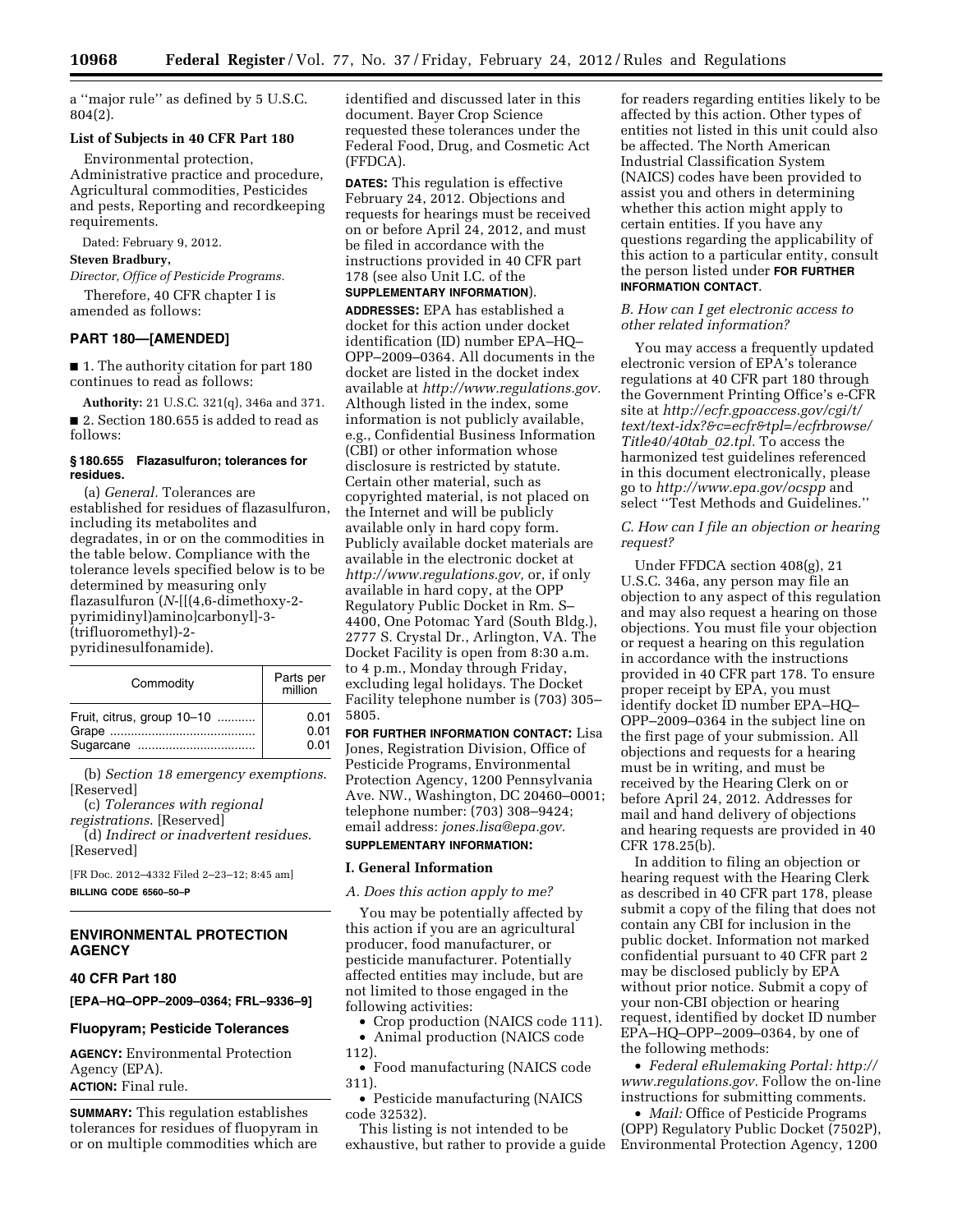a "major rule" as defined by 5 U.S.C. 804(2).

**List of Subjects in 40 CFR Part 180**

Environmental protection, Administrative practice and procedure, Agricultural commodities, Pesticides and pests, Reporting and recordkeeping requirements.

Dated: February 9, 2012.

**Steven Bradbury,**

*Director, Office of Pesticide Programs.*

Therefore, 40 CFR chapter I is amended as follows:

**PART 180—[AMENDED]**

■ 1. The authority citation for part 180 continues to read as follows:

**Authority:** 21 U.S.C. 321(q), 346a and 371.

■ 2. Section 180.655 is added to read as follows:

**§ 180.655 Flazasulfuron; tolerances for residues.**

(a) *General.* Tolerances are established for residues of flazasulfuron, including its metabolites and degradates, in or on the commodities in the table below. Compliance with the tolerance levels specified below is to be determined by measuring only flazasulfuron (*N*-[[(4,6-dimethoxy-2-pyrimidinyl)amino]carbonyl]-3-(trifluoromethyl)-2-pyridinesulfonamide).

| Commodity | Parts per million |
| --- | --- |
| Fruit, citrus, group 10–10 | 0.01 |
| Grape | 0.01 |
| Sugarcane | 0.01 |

(b) *Section 18 emergency exemptions.* [Reserved]

(c) *Tolerances with regional registrations.* [Reserved]

(d) *Indirect or inadvertent residues.* [Reserved]

[FR Doc. 2012–4332 Filed 2–23–12; 8:45 am]

**BILLING CODE 6560–50–P**

## ENVIRONMENTAL PROTECTION AGENCY

### 40 CFR Part 180

**[EPA–HQ–OPP–2009–0364; FRL–9336–9]**

### Fluopyram; Pesticide Tolerances

**AGENCY:** Environmental Protection Agency (EPA).

**ACTION:** Final rule.

**SUMMARY:** This regulation establishes tolerances for residues of fluopyram in or on multiple commodities which are identified and discussed later in this document. Bayer Crop Science requested these tolerances under the Federal Food, Drug, and Cosmetic Act (FFDCA).

**DATES:** This regulation is effective February 24, 2012. Objections and requests for hearings must be received on or before April 24, 2012, and must be filed in accordance with the instructions provided in 40 CFR part 178 (see also Unit I.C. of the **SUPPLEMENTARY INFORMATION**).

**ADDRESSES:** EPA has established a docket for this action under docket identification (ID) number EPA–HQ–OPP–2009–0364. All documents in the docket are listed in the docket index available at *http://www.regulations.gov.* Although listed in the index, some information is not publicly available, e.g., Confidential Business Information (CBI) or other information whose disclosure is restricted by statute. Certain other material, such as copyrighted material, is not placed on the Internet and will be publicly available only in hard copy form. Publicly available docket materials are available in the electronic docket at *http://www.regulations.gov,* or, if only available in hard copy, at the OPP Regulatory Public Docket in Rm. S–4400, One Potomac Yard (South Bldg.), 2777 S. Crystal Dr., Arlington, VA. The Docket Facility is open from 8:30 a.m. to 4 p.m., Monday through Friday, excluding legal holidays. The Docket Facility telephone number is (703) 305–5805.

**FOR FURTHER INFORMATION CONTACT:** Lisa Jones, Registration Division, Office of Pesticide Programs, Environmental Protection Agency, 1200 Pennsylvania Ave. NW., Washington, DC 20460–0001; telephone number: (703) 308–9424; email address: *jones.lisa@epa.gov.*

**SUPPLEMENTARY INFORMATION:**

## I. General Information

### *A. Does this action apply to me?*

You may be potentially affected by this action if you are an agricultural producer, food manufacturer, or pesticide manufacturer. Potentially affected entities may include, but are not limited to those engaged in the following activities:

- Crop production (NAICS code 111).
- Animal production (NAICS code 112).
- Food manufacturing (NAICS code 311).
- Pesticide manufacturing (NAICS code 32532).

This listing is not intended to be exhaustive, but rather to provide a guide for readers regarding entities likely to be affected by this action. Other types of entities not listed in this unit could also be affected. The North American Industrial Classification System (NAICS) codes have been provided to assist you and others in determining whether this action might apply to certain entities. If you have any questions regarding the applicability of this action to a particular entity, consult the person listed under **FOR FURTHER INFORMATION CONTACT**.

### *B. How can I get electronic access to other related information?*

You may access a frequently updated electronic version of EPA's tolerance regulations at 40 CFR part 180 through the Government Printing Office's e-CFR site at *http://ecfr.gpoaccess.gov/cgi/t/text/text-idx?&c=ecfr&tpl=/ecfrbrowse/Title40/40tab_02.tpl.* To access the harmonized test guidelines referenced in this document electronically, please go to *http://www.epa.gov/ocspp* and select "Test Methods and Guidelines."

### *C. How can I file an objection or hearing request?*

Under FFDCA section 408(g), 21 U.S.C. 346a, any person may file an objection to any aspect of this regulation and may also request a hearing on those objections. You must file your objection or request a hearing on this regulation in accordance with the instructions provided in 40 CFR part 178. To ensure proper receipt by EPA, you must identify docket ID number EPA–HQ–OPP–2009–0364 in the subject line on the first page of your submission. All objections and requests for a hearing must be in writing, and must be received by the Hearing Clerk on or before April 24, 2012. Addresses for mail and hand delivery of objections and hearing requests are provided in 40 CFR 178.25(b).

In addition to filing an objection or hearing request with the Hearing Clerk as described in 40 CFR part 178, please submit a copy of the filing that does not contain any CBI for inclusion in the public docket. Information not marked confidential pursuant to 40 CFR part 2 may be disclosed publicly by EPA without prior notice. Submit a copy of your non-CBI objection or hearing request, identified by docket ID number EPA–HQ–OPP–2009–0364, by one of the following methods:

- *Federal eRulemaking Portal: http://www.regulations.gov.* Follow the on-line instructions for submitting comments.
- *Mail:* Office of Pesticide Programs (OPP) Regulatory Public Docket (7502P), Environmental Protection Agency, 1200